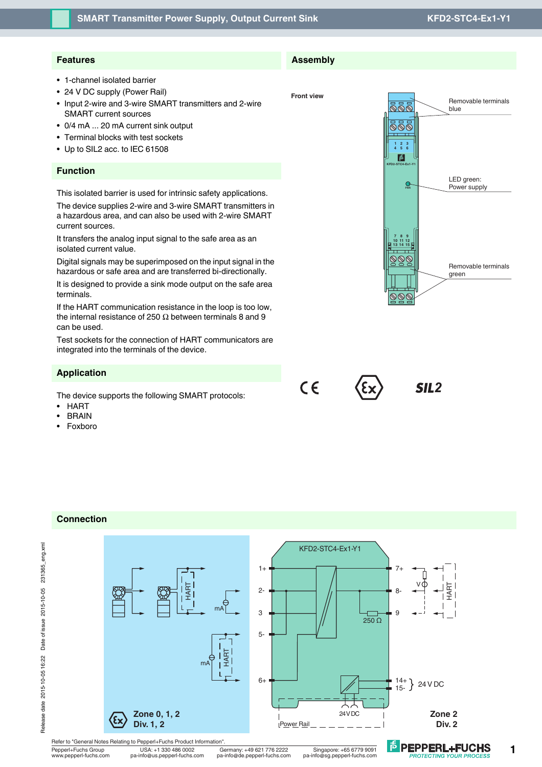# SMART Transmitter Power Supply, Output Current Sink

**KFD2-STC4-Ex1-Y1**

## Features

- 1-channel isolated barrier
- 24 V DC supply (Power Rail)
- Input 2-wire and 3-wire SMART transmitters and 2-wire SMART current sources
- 0/4 mA ... 20 mA current sink output
- Terminal blocks with test sockets
- Up to SIL2 acc. to IEC 61508

## Function

This isolated barrier is used for intrinsic safety applications.

The device supplies 2-wire and 3-wire SMART transmitters in a hazardous area, and can also be used with 2-wire SMART current sources.

It transfers the analog input signal to the safe area as an isolated current value.

Digital signals may be superimposed on the input signal in the hazardous or safe area and are transferred bi-directionally.

It is designed to provide a sink mode output on the safe area terminals.

If the HART communication resistance in the loop is too low, the internal resistance of 250 Ω between terminals 8 and 9 can be used.

Test sockets for the connection of HART communicators are integrated into the terminals of the device.

## Application

The device supports the following SMART protocols:

- HART
- BRAIN
- Foxboro

## Assembly

Front view

Removable terminals blue

LED green: Power supply

Removable terminals green

CE · Ex · SIL2

## Connection

KFD2-STC4-Ex1-Y1

Terminals: 1+, 2-, 3, 5-, 6+ (hazardous side); 7+, 8-, 9 (250 Ω), 14+, 15- (24 V DC) (safe side); Power Rail 24 V DC

Zone 0, 1, 2
Div. 1, 2

Zone 2
Div. 2

Refer to "General Notes Relating to Pepperl+Fuchs Product Information".

| Pepperl+Fuchs Group | USA: +1 330 486 0002 | Germany: +49 621 776 2222 | Singapore: +65 6779 9091 |
|---|---|---|---|
| www.pepperl-fuchs.com | pa-info@us.pepperl-fuchs.com | pa-info@de.pepperl-fuchs.com | pa-info@sg.pepperl-fuchs.com |

Release date 2015-10-05 16:22 Date of issue 2015-10-05 231365_eng.xml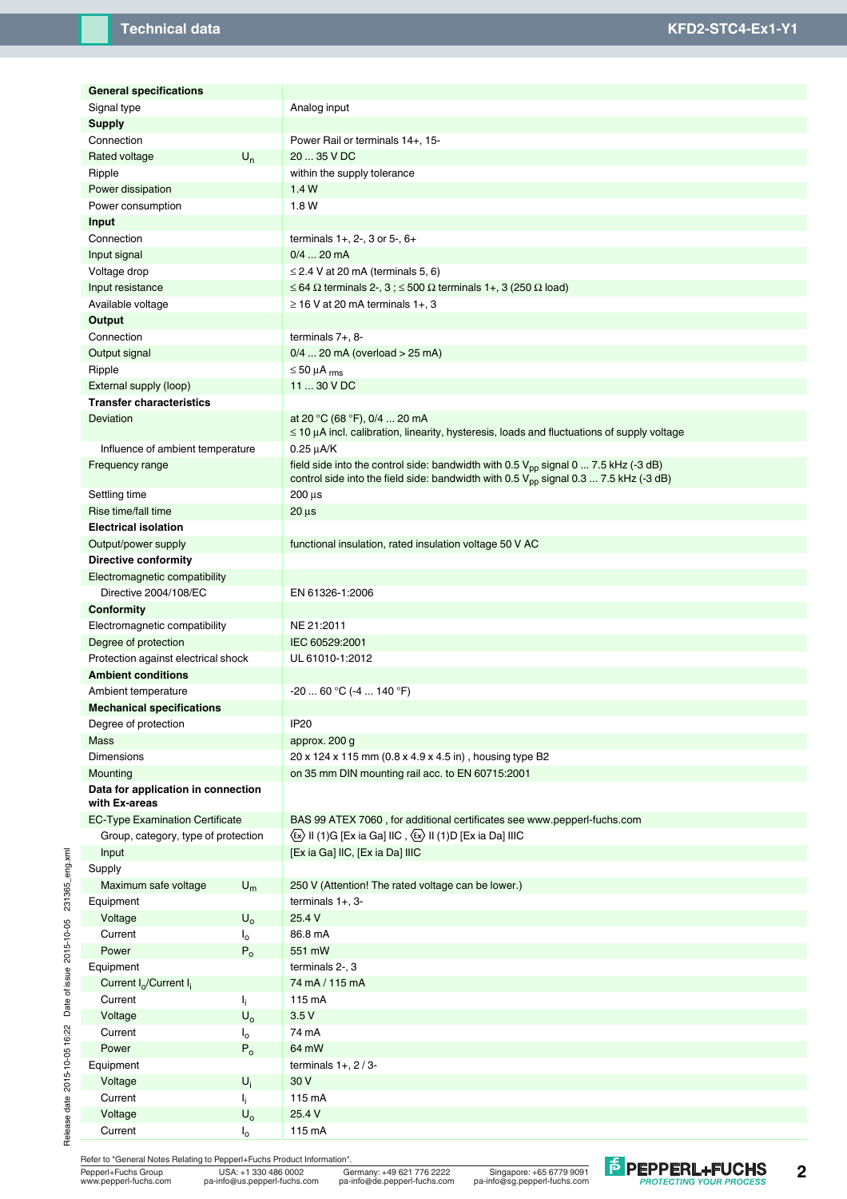## Technical data

| General specifications | | |
|---|---|---|
| Signal type | | Analog input |
| **Supply** | | |
| Connection | | Power Rail or terminals 14+, 15- |
| Rated voltage | $U_n$ | 20 ... 35 V DC |
| Ripple | | within the supply tolerance |
| Power dissipation | | 1.4 W |
| Power consumption | | 1.8 W |
| **Input** | | |
| Connection | | terminals 1+, 2-, 3 or 5-, 6+ |
| Input signal | | 0/4 ... 20 mA |
| Voltage drop | | ≤ 2.4 V at 20 mA (terminals 5, 6) |
| Input resistance | | ≤ 64 Ω terminals 2-, 3 ; ≤ 500 Ω terminals 1+, 3 (250 Ω load) |
| Available voltage | | ≥ 16 V at 20 mA terminals 1+, 3 |
| **Output** | | |
| Connection | | terminals 7+, 8- |
| Output signal | | 0/4 ... 20 mA (overload > 25 mA) |
| Ripple | | ≤ 50 µA $_{rms}$ |
| External supply (loop) | | 11 ... 30 V DC |
| **Transfer characteristics** | | |
| Deviation | | at 20 °C (68 °F), 0/4 ... 20 mA<br>≤ 10 µA incl. calibration, linearity, hysteresis, loads and fluctuations of supply voltage |
| Influence of ambient temperature | | 0.25 µA/K |
| Frequency range | | field side into the control side: bandwidth with 0.5 $V_{pp}$ signal 0 ... 7.5 kHz (-3 dB)<br>control side into the field side: bandwidth with 0.5 $V_{pp}$ signal 0.3 ... 7.5 kHz (-3 dB) |
| Settling time | | 200 µs |
| Rise time/fall time | | 20 µs |
| **Electrical isolation** | | |
| Output/power supply | | functional insulation, rated insulation voltage 50 V AC |
| **Directive conformity** | | |
| Electromagnetic compatibility | | |
| Directive 2004/108/EC | | EN 61326-1:2006 |
| **Conformity** | | |
| Electromagnetic compatibility | | NE 21:2011 |
| Degree of protection | | IEC 60529:2001 |
| Protection against electrical shock | | UL 61010-1:2012 |
| **Ambient conditions** | | |
| Ambient temperature | | -20 ... 60 °C (-4 ... 140 °F) |
| **Mechanical specifications** | | |
| Degree of protection | | IP20 |
| Mass | | approx. 200 g |
| Dimensions | | 20 x 124 x 115 mm (0.8 x 4.9 x 4.5 in) , housing type B2 |
| Mounting | | on 35 mm DIN mounting rail acc. to EN 60715:2001 |
| **Data for application in connection with Ex-areas** | | |
| EC-Type Examination Certificate | | BAS 99 ATEX 7060 , for additional certificates see www.pepperl-fuchs.com |
| Group, category, type of protection | | Ex II (1)G [Ex ia Ga] IIC , Ex II (1)D [Ex ia Da] IIIC |
| Input | | [Ex ia Ga] IIC, [Ex ia Da] IIIC |
| Supply | | |
| Maximum safe voltage | $U_m$ | 250 V (Attention! The rated voltage can be lower.) |
| Equipment | | terminals 1+, 3- |
| Voltage | $U_o$ | 25.4 V |
| Current | $I_o$ | 86.8 mA |
| Power | $P_o$ | 551 mW |
| Equipment | | terminals 2-, 3 |
| Current $I_o$/Current $I_i$ | | 74 mA / 115 mA |
| Current | $I_i$ | 115 mA |
| Voltage | $U_o$ | 3.5 V |
| Current | $I_o$ | 74 mA |
| Power | $P_o$ | 64 mW |
| Equipment | | terminals 1+, 2 / 3- |
| Voltage | $U_i$ | 30 V |
| Current | $I_i$ | 115 mA |
| Voltage | $U_o$ | 25.4 V |
| Current | $I_o$ | 115 mA |

Refer to "General Notes Relating to Pepperl+Fuchs Product Information".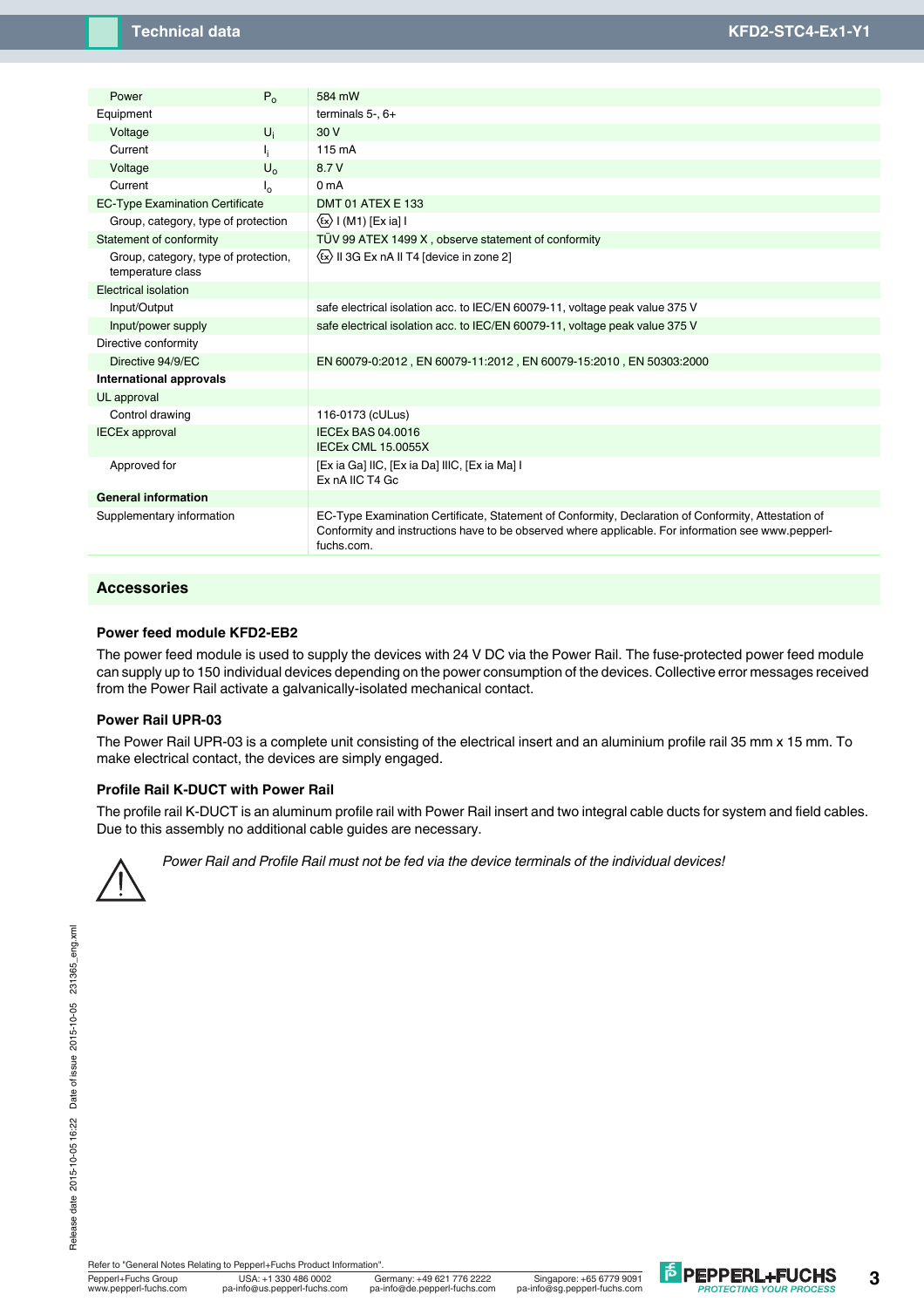| | | |
|---|---|---|
| Power | $P_o$ | 584 mW |
| Equipment | | terminals 5-, 6+ |
| Voltage | $U_i$ | 30 V |
| Current | $I_i$ | 115 mA |
| Voltage | $U_o$ | 8.7 V |
| Current | $I_o$ | 0 mA |
| EC-Type Examination Certificate | | DMT 01 ATEX E 133 |
| Group, category, type of protection | | Ⓔx I (M1) [Ex ia] I |
| Statement of conformity | | TÜV 99 ATEX 1499 X , observe statement of conformity |
| Group, category, type of protection, temperature class | | Ⓔx II 3G Ex nA II T4 [device in zone 2] |
| Electrical isolation | | |
| Input/Output | | safe electrical isolation acc. to IEC/EN 60079-11, voltage peak value 375 V |
| Input/power supply | | safe electrical isolation acc. to IEC/EN 60079-11, voltage peak value 375 V |
| Directive conformity | | |
| Directive 94/9/EC | | EN 60079-0:2012 , EN 60079-11:2012 , EN 60079-15:2010 , EN 50303:2000 |
| **International approvals** | | |
| UL approval | | |
| Control drawing | | 116-0173 (cULus) |
| IECEx approval | | IECEx BAS 04.0016<br>IECEx CML 15.0055X |
| Approved for | | [Ex ia Ga] IIC, [Ex ia Da] IIIC, [Ex ia Ma] I<br>Ex nA IIC T4 Gc |
| **General information** | | |
| Supplementary information | | EC-Type Examination Certificate, Statement of Conformity, Declaration of Conformity, Attestation of Conformity and instructions have to be observed where applicable. For information see www.pepperl-fuchs.com. |

## Accessories

### Power feed module KFD2-EB2

The power feed module is used to supply the devices with 24 V DC via the Power Rail. The fuse-protected power feed module can supply up to 150 individual devices depending on the power consumption of the devices. Collective error messages received from the Power Rail activate a galvanically-isolated mechanical contact.

### Power Rail UPR-03

The Power Rail UPR-03 is a complete unit consisting of the electrical insert and an aluminium profile rail 35 mm x 15 mm. To make electrical contact, the devices are simply engaged.

### Profile Rail K-DUCT with Power Rail

The profile rail K-DUCT is an aluminum profile rail with Power Rail insert and two integral cable ducts for system and field cables. Due to this assembly no additional cable guides are necessary.

*Power Rail and Profile Rail must not be fed via the device terminals of the individual devices!*